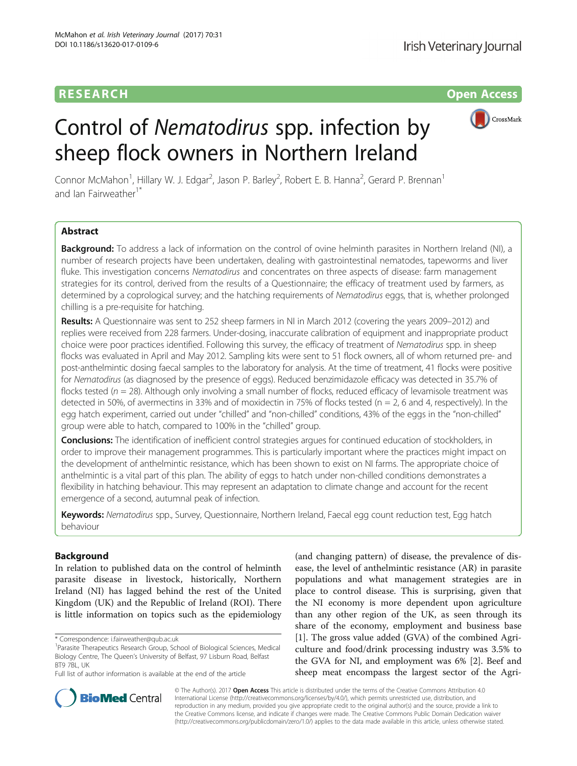RESEARCH Open Access

# Control of *Nematodirus* spp. infection by sheep flock owners in Northern Ireland

Connor McMahon[1], Hillary W. J. Edgar[2], Jason P. Barley[2], Robert E. B. Hanna[2], Gerard P. Brennan[1] and Ian Fairweather[1*]

## Abstract

**Background:** To address a lack of information on the control of ovine helminth parasites in Northern Ireland (NI), a number of research projects have been undertaken, dealing with gastrointestinal nematodes, tapeworms and liver fluke. This investigation concerns *Nematodirus* and concentrates on three aspects of disease: farm management strategies for its control, derived from the results of a Questionnaire; the efficacy of treatment used by farmers, as determined by a coprological survey; and the hatching requirements of *Nematodirus* eggs, that is, whether prolonged chilling is a pre-requisite for hatching.

**Results:** A Questionnaire was sent to 252 sheep farmers in NI in March 2012 (covering the years 2009–2012) and replies were received from 228 farmers. Under-dosing, inaccurate calibration of equipment and inappropriate product choice were poor practices identified. Following this survey, the efficacy of treatment of *Nematodirus* spp. in sheep flocks was evaluated in April and May 2012. Sampling kits were sent to 51 flock owners, all of whom returned pre- and post-anthelmintic dosing faecal samples to the laboratory for analysis. At the time of treatment, 41 flocks were positive for *Nematodirus* (as diagnosed by the presence of eggs). Reduced benzimidazole efficacy was detected in 35.7% of flocks tested ($n = 28$). Although only involving a small number of flocks, reduced efficacy of levamisole treatment was detected in 50%, of avermectins in 33% and of moxidectin in 75% of flocks tested ($n = 2$, 6 and 4, respectively). In the egg hatch experiment, carried out under "chilled" and "non-chilled" conditions, 43% of the eggs in the "non-chilled" group were able to hatch, compared to 100% in the "chilled" group.

**Conclusions:** The identification of inefficient control strategies argues for continued education of stockholders, in order to improve their management programmes. This is particularly important where the practices might impact on the development of anthelmintic resistance, which has been shown to exist on NI farms. The appropriate choice of anthelmintic is a vital part of this plan. The ability of eggs to hatch under non-chilled conditions demonstrates a flexibility in hatching behaviour. This may represent an adaptation to climate change and account for the recent emergence of a second, autumnal peak of infection.

**Keywords:** *Nematodirus* spp., Survey, Questionnaire, Northern Ireland, Faecal egg count reduction test, Egg hatch behaviour

## Background

In relation to published data on the control of helminth parasite disease in livestock, historically, Northern Ireland (NI) has lagged behind the rest of the United Kingdom (UK) and the Republic of Ireland (ROI). There is little information on topics such as the epidemiology (and changing pattern) of disease, the prevalence of disease, the level of anthelmintic resistance (AR) in parasite populations and what management strategies are in place to control disease. This is surprising, given that the NI economy is more dependent upon agriculture than any other region of the UK, as seen through its share of the economy, employment and business base [1]. The gross value added (GVA) of the combined Agriculture and food/drink processing industry was 3.5% to the GVA for NI, and employment was 6% [2]. Beef and sheep meat encompass the largest sector of the Agri-

* Correspondence: i.fairweather@qub.ac.uk
[1]Parasite Therapeutics Research Group, School of Biological Sciences, Medical Biology Centre, The Queen's University of Belfast, 97 Lisburn Road, Belfast BT9 7BL, UK
Full list of author information is available at the end of the article

© The Author(s). 2017 **Open Access** This article is distributed under the terms of the Creative Commons Attribution 4.0 International License (http://creativecommons.org/licenses/by/4.0/), which permits unrestricted use, distribution, and reproduction in any medium, provided you give appropriate credit to the original author(s) and the source, provide a link to the Creative Commons license, and indicate if changes were made. The Creative Commons Public Domain Dedication waiver (http://creativecommons.org/publicdomain/zero/1.0/) applies to the data made available in this article, unless otherwise stated.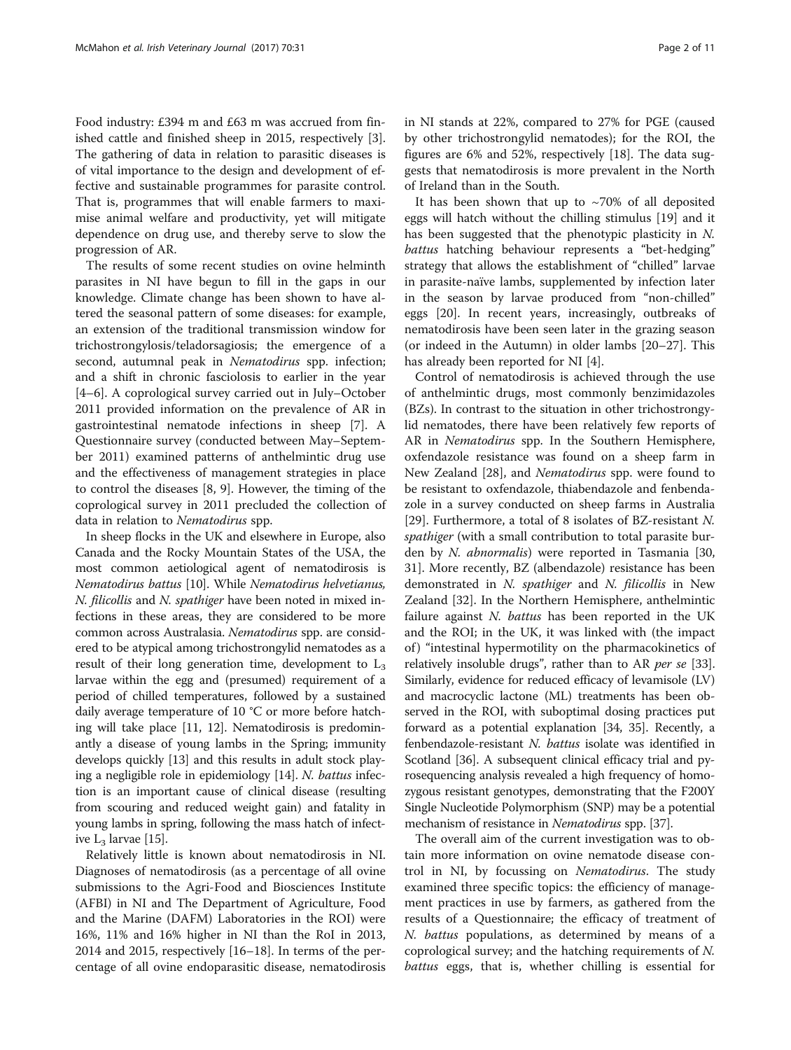Food industry: £394 m and £63 m was accrued from finished cattle and finished sheep in 2015, respectively [3]. The gathering of data in relation to parasitic diseases is of vital importance to the design and development of effective and sustainable programmes for parasite control. That is, programmes that will enable farmers to maximise animal welfare and productivity, yet will mitigate dependence on drug use, and thereby serve to slow the progression of AR.

The results of some recent studies on ovine helminth parasites in NI have begun to fill in the gaps in our knowledge. Climate change has been shown to have altered the seasonal pattern of some diseases: for example, an extension of the traditional transmission window for trichostrongylosis/teladorsagiosis; the emergence of a second, autumnal peak in *Nematodirus* spp. infection; and a shift in chronic fasciolosis to earlier in the year [4–6]. A coprological survey carried out in July–October 2011 provided information on the prevalence of AR in gastrointestinal nematode infections in sheep [7]. A Questionnaire survey (conducted between May–September 2011) examined patterns of anthelmintic drug use and the effectiveness of management strategies in place to control the diseases [8, 9]. However, the timing of the coprological survey in 2011 precluded the collection of data in relation to *Nematodirus* spp.

In sheep flocks in the UK and elsewhere in Europe, also Canada and the Rocky Mountain States of the USA, the most common aetiological agent of nematodirosis is *Nematodirus battus* [10]. While *Nematodirus helvetianus*, *N. filicollis* and *N. spathiger* have been noted in mixed infections in these areas, they are considered to be more common across Australasia. *Nematodirus* spp. are considered to be atypical among trichostrongylid nematodes as a result of their long generation time, development to $L_3$ larvae within the egg and (presumed) requirement of a period of chilled temperatures, followed by a sustained daily average temperature of 10 °C or more before hatching will take place [11, 12]. Nematodirosis is predominantly a disease of young lambs in the Spring; immunity develops quickly [13] and this results in adult stock playing a negligible role in epidemiology [14]. *N. battus* infection is an important cause of clinical disease (resulting from scouring and reduced weight gain) and fatality in young lambs in spring, following the mass hatch of infective $L_3$ larvae [15].

Relatively little is known about nematodirosis in NI. Diagnoses of nematodirosis (as a percentage of all ovine submissions to the Agri-Food and Biosciences Institute (AFBI) in NI and The Department of Agriculture, Food and the Marine (DAFM) Laboratories in the ROI) were 16%, 11% and 16% higher in NI than the RoI in 2013, 2014 and 2015, respectively [16–18]. In terms of the percentage of all ovine endoparasitic disease, nematodirosis in NI stands at 22%, compared to 27% for PGE (caused by other trichostrongylid nematodes); for the ROI, the figures are 6% and 52%, respectively [18]. The data suggests that nematodirosis is more prevalent in the North of Ireland than in the South.

It has been shown that up to ~70% of all deposited eggs will hatch without the chilling stimulus [19] and it has been suggested that the phenotypic plasticity in *N. battus* hatching behaviour represents a "bet-hedging" strategy that allows the establishment of "chilled" larvae in parasite-naïve lambs, supplemented by infection later in the season by larvae produced from "non-chilled" eggs [20]. In recent years, increasingly, outbreaks of nematodirosis have been seen later in the grazing season (or indeed in the Autumn) in older lambs [20–27]. This has already been reported for NI [4].

Control of nematodirosis is achieved through the use of anthelmintic drugs, most commonly benzimidazoles (BZs). In contrast to the situation in other trichostrongylid nematodes, there have been relatively few reports of AR in *Nematodirus* spp. In the Southern Hemisphere, oxfendazole resistance was found on a sheep farm in New Zealand [28], and *Nematodirus* spp. were found to be resistant to oxfendazole, thiabendazole and fenbendazole in a survey conducted on sheep farms in Australia [29]. Furthermore, a total of 8 isolates of BZ-resistant *N. spathiger* (with a small contribution to total parasite burden by *N. abnormalis*) were reported in Tasmania [30, 31]. More recently, BZ (albendazole) resistance has been demonstrated in *N. spathiger* and *N. filicollis* in New Zealand [32]. In the Northern Hemisphere, anthelmintic failure against *N. battus* has been reported in the UK and the ROI; in the UK, it was linked with (the impact of) "intestinal hypermotility on the pharmacokinetics of relatively insoluble drugs", rather than to AR *per se* [33]. Similarly, evidence for reduced efficacy of levamisole (LV) and macrocyclic lactone (ML) treatments has been observed in the ROI, with suboptimal dosing practices put forward as a potential explanation [34, 35]. Recently, a fenbendazole-resistant *N. battus* isolate was identified in Scotland [36]. A subsequent clinical efficacy trial and pyrosequencing analysis revealed a high frequency of homozygous resistant genotypes, demonstrating that the F200Y Single Nucleotide Polymorphism (SNP) may be a potential mechanism of resistance in *Nematodirus* spp. [37].

The overall aim of the current investigation was to obtain more information on ovine nematode disease control in NI, by focussing on *Nematodirus*. The study examined three specific topics: the efficiency of management practices in use by farmers, as gathered from the results of a Questionnaire; the efficacy of treatment of *N. battus* populations, as determined by means of a coprological survey; and the hatching requirements of *N. battus* eggs, that is, whether chilling is essential for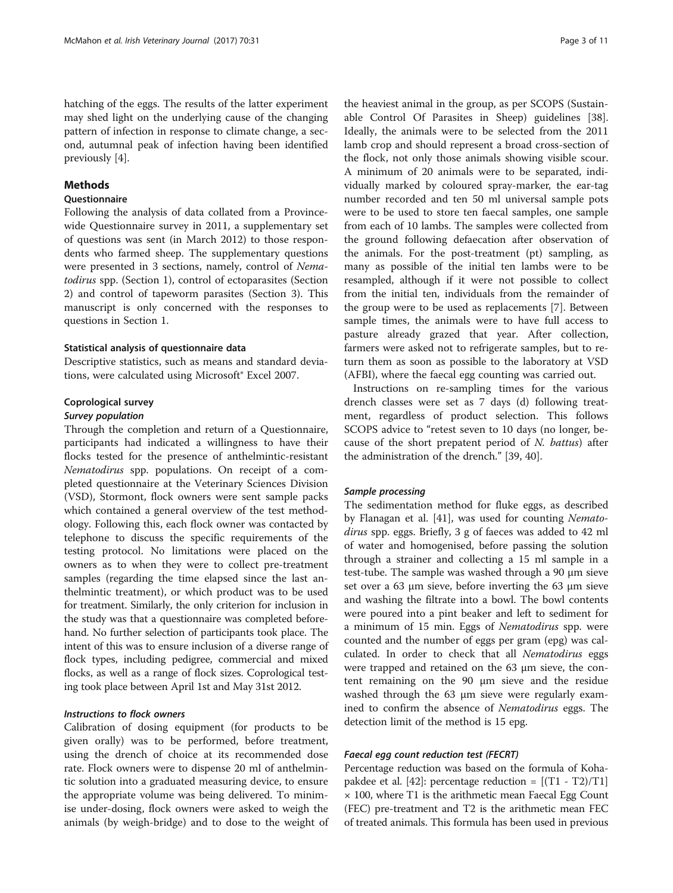hatching of the eggs. The results of the latter experiment may shed light on the underlying cause of the changing pattern of infection in response to climate change, a second, autumnal peak of infection having been identified previously [4].

## Methods

### Questionnaire

Following the analysis of data collated from a Province-wide Questionnaire survey in 2011, a supplementary set of questions was sent (in March 2012) to those respondents who farmed sheep. The supplementary questions were presented in 3 sections, namely, control of *Nematodirus* spp. (Section 1), control of ectoparasites (Section 2) and control of tapeworm parasites (Section 3). This manuscript is only concerned with the responses to questions in Section 1.

#### Statistical analysis of questionnaire data

Descriptive statistics, such as means and standard deviations, were calculated using Microsoft® Excel 2007.

### Coprological survey

#### *Survey population*

Through the completion and return of a Questionnaire, participants had indicated a willingness to have their flocks tested for the presence of anthelmintic-resistant *Nematodirus* spp. populations. On receipt of a completed questionnaire at the Veterinary Sciences Division (VSD), Stormont, flock owners were sent sample packs which contained a general overview of the test methodology. Following this, each flock owner was contacted by telephone to discuss the specific requirements of the testing protocol. No limitations were placed on the owners as to when they were to collect pre-treatment samples (regarding the time elapsed since the last anthelmintic treatment), or which product was to be used for treatment. Similarly, the only criterion for inclusion in the study was that a questionnaire was completed beforehand. No further selection of participants took place. The intent of this was to ensure inclusion of a diverse range of flock types, including pedigree, commercial and mixed flocks, as well as a range of flock sizes. Coprological testing took place between April 1st and May 31st 2012.

#### *Instructions to flock owners*

Calibration of dosing equipment (for products to be given orally) was to be performed, before treatment, using the drench of choice at its recommended dose rate. Flock owners were to dispense 20 ml of anthelmintic solution into a graduated measuring device, to ensure the appropriate volume was being delivered. To minimise under-dosing, flock owners were asked to weigh the animals (by weigh-bridge) and to dose to the weight of the heaviest animal in the group, as per SCOPS (Sustainable Control Of Parasites in Sheep) guidelines [38]. Ideally, the animals were to be selected from the 2011 lamb crop and should represent a broad cross-section of the flock, not only those animals showing visible scour. A minimum of 20 animals were to be separated, individually marked by coloured spray-marker, the ear-tag number recorded and ten 50 ml universal sample pots were to be used to store ten faecal samples, one sample from each of 10 lambs. The samples were collected from the ground following defaecation after observation of the animals. For the post-treatment (pt) sampling, as many as possible of the initial ten lambs were to be resampled, although if it were not possible to collect from the initial ten, individuals from the remainder of the group were to be used as replacements [7]. Between sample times, the animals were to have full access to pasture already grazed that year. After collection, farmers were asked not to refrigerate samples, but to return them as soon as possible to the laboratory at VSD (AFBI), where the faecal egg counting was carried out.

Instructions on re-sampling times for the various drench classes were set as 7 days (d) following treatment, regardless of product selection. This follows SCOPS advice to "retest seven to 10 days (no longer, because of the short prepatent period of *N. battus*) after the administration of the drench." [39, 40].

#### *Sample processing*

The sedimentation method for fluke eggs, as described by Flanagan et al. [41], was used for counting *Nematodirus* spp. eggs. Briefly, 3 g of faeces was added to 42 ml of water and homogenised, before passing the solution through a strainer and collecting a 15 ml sample in a test-tube. The sample was washed through a 90 μm sieve set over a 63 μm sieve, before inverting the 63 μm sieve and washing the filtrate into a bowl. The bowl contents were poured into a pint beaker and left to sediment for a minimum of 15 min. Eggs of *Nematodirus* spp. were counted and the number of eggs per gram (epg) was calculated. In order to check that all *Nematodirus* eggs were trapped and retained on the 63 μm sieve, the content remaining on the 90 μm sieve and the residue washed through the 63 μm sieve were regularly examined to confirm the absence of *Nematodirus* eggs. The detection limit of the method is 15 epg.

#### *Faecal egg count reduction test (FECRT)*

Percentage reduction was based on the formula of Kohapakdee et al. [42]: percentage reduction = $[(T1 - T2)/T1] \times 100$, where T1 is the arithmetic mean Faecal Egg Count (FEC) pre-treatment and T2 is the arithmetic mean FEC of treated animals. This formula has been used in previous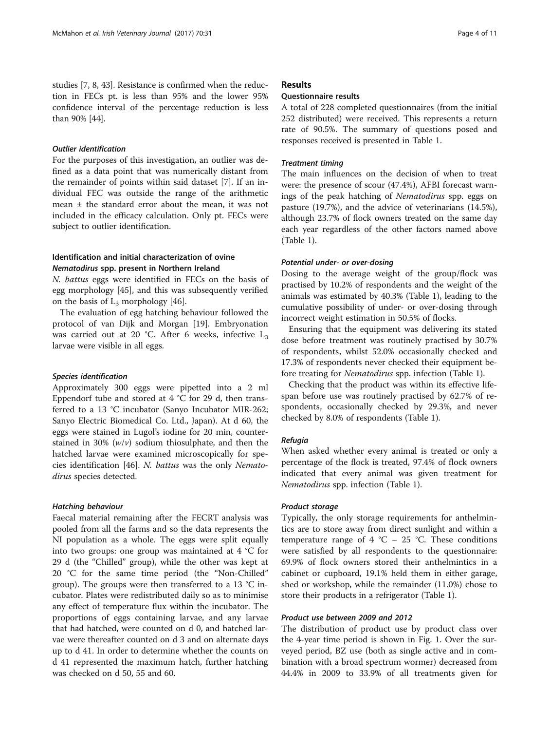studies [7, 8, 43]. Resistance is confirmed when the reduction in FECs pt. is less than 95% and the lower 95% confidence interval of the percentage reduction is less than 90% [44].

#### *Outlier identification*

For the purposes of this investigation, an outlier was defined as a data point that was numerically distant from the remainder of points within said dataset [7]. If an individual FEC was outside the range of the arithmetic mean ± the standard error about the mean, it was not included in the efficacy calculation. Only pt. FECs were subject to outlier identification.

### Identification and initial characterization of ovine *Nematodirus* spp. present in Northern Ireland

*N. battus* eggs were identified in FECs on the basis of egg morphology [45], and this was subsequently verified on the basis of $L_3$ morphology [46].

The evaluation of egg hatching behaviour followed the protocol of van Dijk and Morgan [19]. Embryonation was carried out at 20 °C. After 6 weeks, infective $L_3$ larvae were visible in all eggs.

#### *Species identification*

Approximately 300 eggs were pipetted into a 2 ml Eppendorf tube and stored at 4 °C for 29 d, then transferred to a 13 °C incubator (Sanyo Incubator MIR-262; Sanyo Electric Biomedical Co. Ltd., Japan). At d 60, the eggs were stained in Lugol's iodine for 20 min, counterstained in 30% (*w*/*v*) sodium thiosulphate, and then the hatched larvae were examined microscopically for species identification [46]. *N. battus* was the only *Nematodirus* species detected.

#### *Hatching behaviour*

Faecal material remaining after the FECRT analysis was pooled from all the farms and so the data represents the NI population as a whole. The eggs were split equally into two groups: one group was maintained at 4 °C for 29 d (the "Chilled" group), while the other was kept at 20 °C for the same time period (the "Non-Chilled" group). The groups were then transferred to a 13 °C incubator. Plates were redistributed daily so as to minimise any effect of temperature flux within the incubator. The proportions of eggs containing larvae, and any larvae that had hatched, were counted on d 0, and hatched larvae were thereafter counted on d 3 and on alternate days up to d 41. In order to determine whether the counts on d 41 represented the maximum hatch, further hatching was checked on d 50, 55 and 60.

## Results

### Questionnaire results

A total of 228 completed questionnaires (from the initial 252 distributed) were received. This represents a return rate of 90.5%. The summary of questions posed and responses received is presented in Table 1.

#### *Treatment timing*

The main influences on the decision of when to treat were: the presence of scour (47.4%), AFBI forecast warnings of the peak hatching of *Nematodirus* spp. eggs on pasture (19.7%), and the advice of veterinarians (14.5%), although 23.7% of flock owners treated on the same day each year regardless of the other factors named above (Table 1).

#### *Potential under- or over-dosing*

Dosing to the average weight of the group/flock was practised by 10.2% of respondents and the weight of the animals was estimated by 40.3% (Table 1), leading to the cumulative possibility of under- or over-dosing through incorrect weight estimation in 50.5% of flocks.

Ensuring that the equipment was delivering its stated dose before treatment was routinely practised by 30.7% of respondents, whilst 52.0% occasionally checked and 17.3% of respondents never checked their equipment before treating for *Nematodirus* spp. infection (Table 1).

Checking that the product was within its effective lifespan before use was routinely practised by 62.7% of respondents, occasionally checked by 29.3%, and never checked by 8.0% of respondents (Table 1).

#### *Refugia*

When asked whether every animal is treated or only a percentage of the flock is treated, 97.4% of flock owners indicated that every animal was given treatment for *Nematodirus* spp. infection (Table 1).

#### *Product storage*

Typically, the only storage requirements for anthelmintics are to store away from direct sunlight and within a temperature range of 4 °C – 25 °C. These conditions were satisfied by all respondents to the questionnaire: 69.9% of flock owners stored their anthelmintics in a cabinet or cupboard, 19.1% held them in either garage, shed or workshop, while the remainder (11.0%) chose to store their products in a refrigerator (Table 1).

#### *Product use between 2009 and 2012*

The distribution of product use by product class over the 4-year time period is shown in Fig. 1. Over the surveyed period, BZ use (both as single active and in combination with a broad spectrum wormer) decreased from 44.4% in 2009 to 33.9% of all treatments given for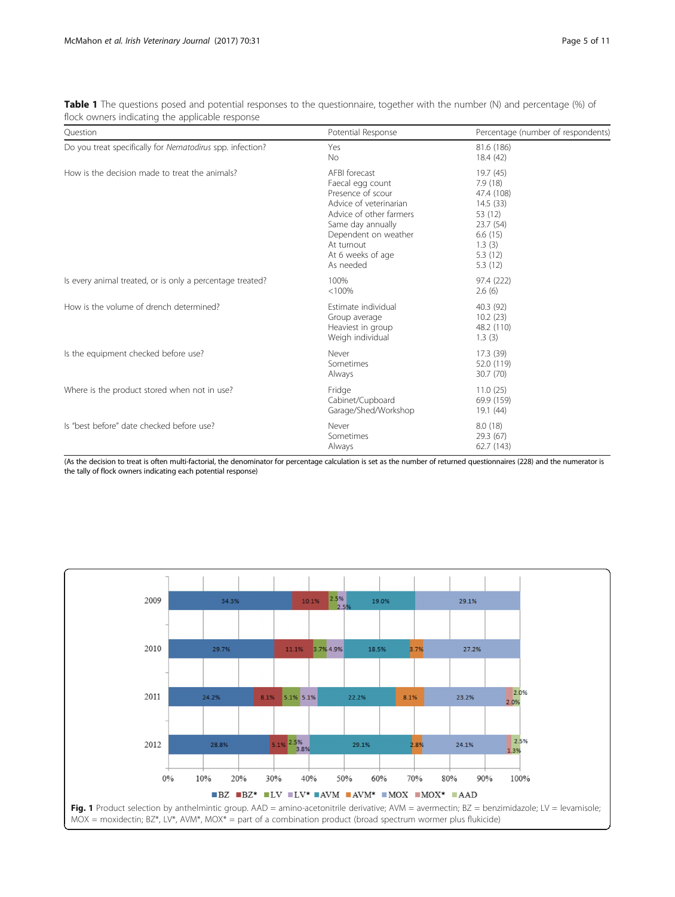**Table 1** The questions posed and potential responses to the questionnaire, together with the number (N) and percentage (%) of flock owners indicating the applicable response

| Question | Potential Response | Percentage (number of respondents) |
|---|---|---|
| Do you treat specifically for *Nematodirus* spp. infection? | Yes | 81.6 (186) |
| | No | 18.4 (42) |
| How is the decision made to treat the animals? | AFBI forecast | 19.7 (45) |
| | Faecal egg count | 7.9 (18) |
| | Presence of scour | 47.4 (108) |
| | Advice of veterinarian | 14.5 (33) |
| | Advice of other farmers | 53 (12) |
| | Same day annually | 23.7 (54) |
| | Dependent on weather | 6.6 (15) |
| | At turnout | 1.3 (3) |
| | At 6 weeks of age | 5.3 (12) |
| | As needed | 5.3 (12) |
| Is every animal treated, or is only a percentage treated? | 100% | 97.4 (222) |
| | <100% | 2.6 (6) |
| How is the volume of drench determined? | Estimate individual | 40.3 (92) |
| | Group average | 10.2 (23) |
| | Heaviest in group | 48.2 (110) |
| | Weigh individual | 1.3 (3) |
| Is the equipment checked before use? | Never | 17.3 (39) |
| | Sometimes | 52.0 (119) |
| | Always | 30.7 (70) |
| Where is the product stored when not in use? | Fridge | 11.0 (25) |
| | Cabinet/Cupboard | 69.9 (159) |
| | Garage/Shed/Workshop | 19.1 (44) |
| Is "best before" date checked before use? | Never | 8.0 (18) |
| | Sometimes | 29.3 (67) |
| | Always | 62.7 (143) |

(As the decision to treat is often multi-factorial, the denominator for percentage calculation is set as the number of returned questionnaires (228) and the numerator is the tally of flock owners indicating each potential response)

**Fig. 1** Product selection by anthelmintic group. AAD = amino-acetonitrile derivative; AVM = avermectin; BZ = benzimidazole; LV = levamisole; MOX = moxidectin; BZ*, LV*, AVM*, MOX* = part of a combination product (broad spectrum wormer plus flukicide)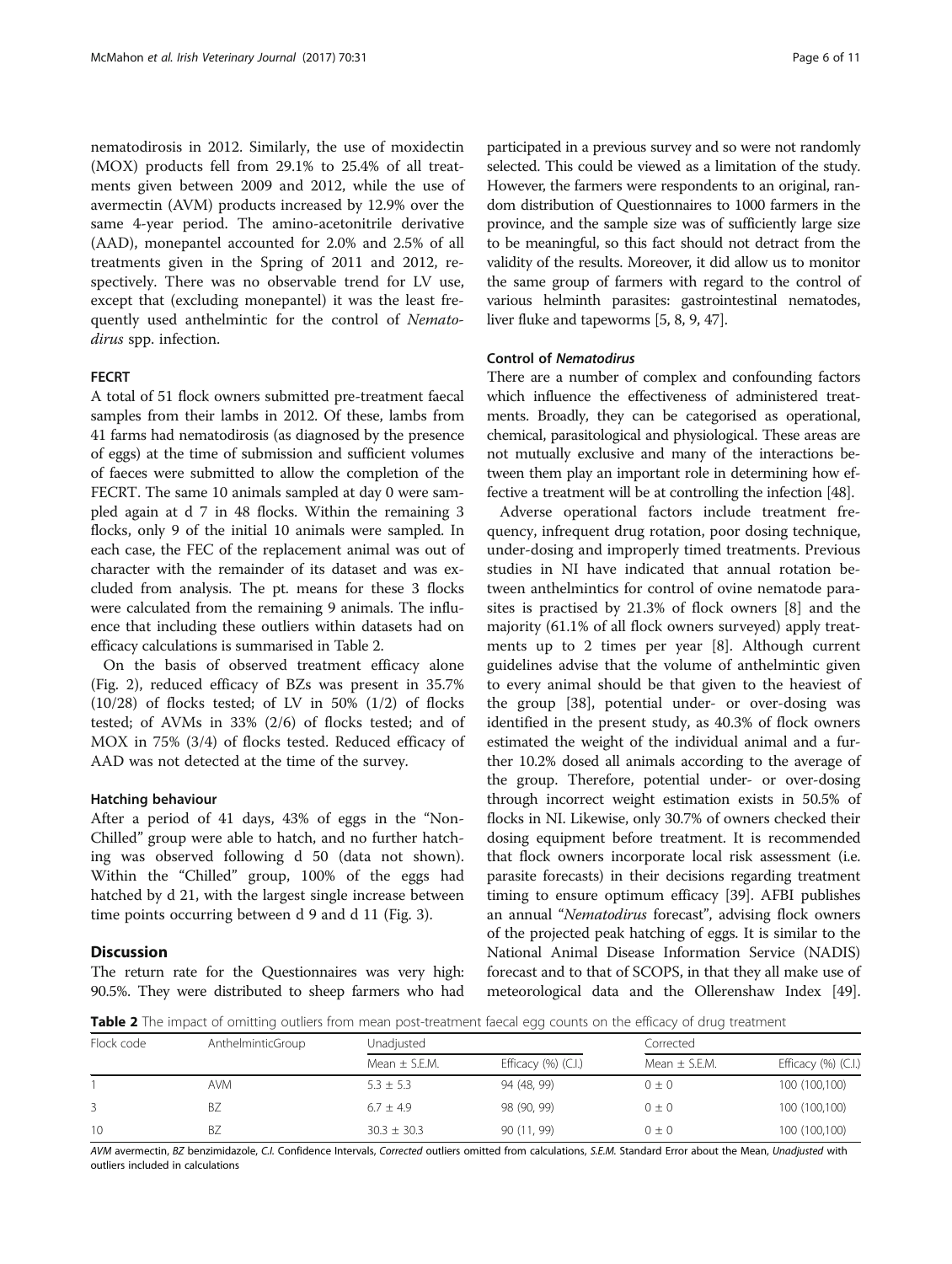nematodirosis in 2012. Similarly, the use of moxidectin (MOX) products fell from 29.1% to 25.4% of all treatments given between 2009 and 2012, while the use of avermectin (AVM) products increased by 12.9% over the same 4-year period. The amino-acetonitrile derivative (AAD), monepantel accounted for 2.0% and 2.5% of all treatments given in the Spring of 2011 and 2012, respectively. There was no observable trend for LV use, except that (excluding monepantel) it was the least frequently used anthelmintic for the control of *Nematodirus* spp. infection.

### FECRT

A total of 51 flock owners submitted pre-treatment faecal samples from their lambs in 2012. Of these, lambs from 41 farms had nematodirosis (as diagnosed by the presence of eggs) at the time of submission and sufficient volumes of faeces were submitted to allow the completion of the FECRT. The same 10 animals sampled at day 0 were sampled again at d 7 in 48 flocks. Within the remaining 3 flocks, only 9 of the initial 10 animals were sampled. In each case, the FEC of the replacement animal was out of character with the remainder of its dataset and was excluded from analysis. The pt. means for these 3 flocks were calculated from the remaining 9 animals. The influence that including these outliers within datasets had on efficacy calculations is summarised in Table 2.

On the basis of observed treatment efficacy alone (Fig. 2), reduced efficacy of BZs was present in 35.7% (10/28) of flocks tested; of LV in 50% (1/2) of flocks tested; of AVMs in 33% (2/6) of flocks tested; and of MOX in 75% (3/4) of flocks tested. Reduced efficacy of AAD was not detected at the time of the survey.

### Hatching behaviour

After a period of 41 days, 43% of eggs in the "Non-Chilled" group were able to hatch, and no further hatching was observed following d 50 (data not shown). Within the "Chilled" group, 100% of the eggs had hatched by d 21, with the largest single increase between time points occurring between d 9 and d 11 (Fig. 3).

## Discussion

The return rate for the Questionnaires was very high: 90.5%. They were distributed to sheep farmers who had participated in a previous survey and so were not randomly selected. This could be viewed as a limitation of the study. However, the farmers were respondents to an original, random distribution of Questionnaires to 1000 farmers in the province, and the sample size was of sufficiently large size to be meaningful, so this fact should not detract from the validity of the results. Moreover, it did allow us to monitor the same group of farmers with regard to the control of various helminth parasites: gastrointestinal nematodes, liver fluke and tapeworms [5, 8, 9, 47].

### Control of *Nematodirus*

There are a number of complex and confounding factors which influence the effectiveness of administered treatments. Broadly, they can be categorised as operational, chemical, parasitological and physiological. These areas are not mutually exclusive and many of the interactions between them play an important role in determining how effective a treatment will be at controlling the infection [48].

Adverse operational factors include treatment frequency, infrequent drug rotation, poor dosing technique, under-dosing and improperly timed treatments. Previous studies in NI have indicated that annual rotation between anthelmintics for control of ovine nematode parasites is practised by 21.3% of flock owners [8] and the majority (61.1% of all flock owners surveyed) apply treatments up to 2 times per year [8]. Although current guidelines advise that the volume of anthelmintic given to every animal should be that given to the heaviest of the group [38], potential under- or over-dosing was identified in the present study, as 40.3% of flock owners estimated the weight of the individual animal and a further 10.2% dosed all animals according to the average of the group. Therefore, potential under- or over-dosing through incorrect weight estimation exists in 50.5% of flocks in NI. Likewise, only 30.7% of owners checked their dosing equipment before treatment. It is recommended that flock owners incorporate local risk assessment (i.e. parasite forecasts) in their decisions regarding treatment timing to ensure optimum efficacy [39]. AFBI publishes an annual "*Nematodirus* forecast", advising flock owners of the projected peak hatching of eggs. It is similar to the National Animal Disease Information Service (NADIS) forecast and to that of SCOPS, in that they all make use of meteorological data and the Ollerenshaw Index [49].

**Table 2** The impact of omitting outliers from mean post-treatment faecal egg counts on the efficacy of drug treatment

| Flock code | AnthelminticGroup | Unadjusted | | Corrected | |
|---|---|---|---|---|---|
| | | Mean ± S.E.M. | Efficacy (%) (C.I.) | Mean ± S.E.M. | Efficacy (%) (C.I.) |
| 1 | AVM | 5.3 ± 5.3 | 94 (48, 99) | 0 ± 0 | 100 (100,100) |
| 3 | BZ | 6.7 ± 4.9 | 98 (90, 99) | 0 ± 0 | 100 (100,100) |
| 10 | BZ | 30.3 ± 30.3 | 90 (11, 99) | 0 ± 0 | 100 (100,100) |

*AVM* avermectin, *BZ* benzimidazole, *C.I.* Confidence Intervals, *Corrected* outliers omitted from calculations, *S.E.M.* Standard Error about the Mean, *Unadjusted* with outliers included in calculations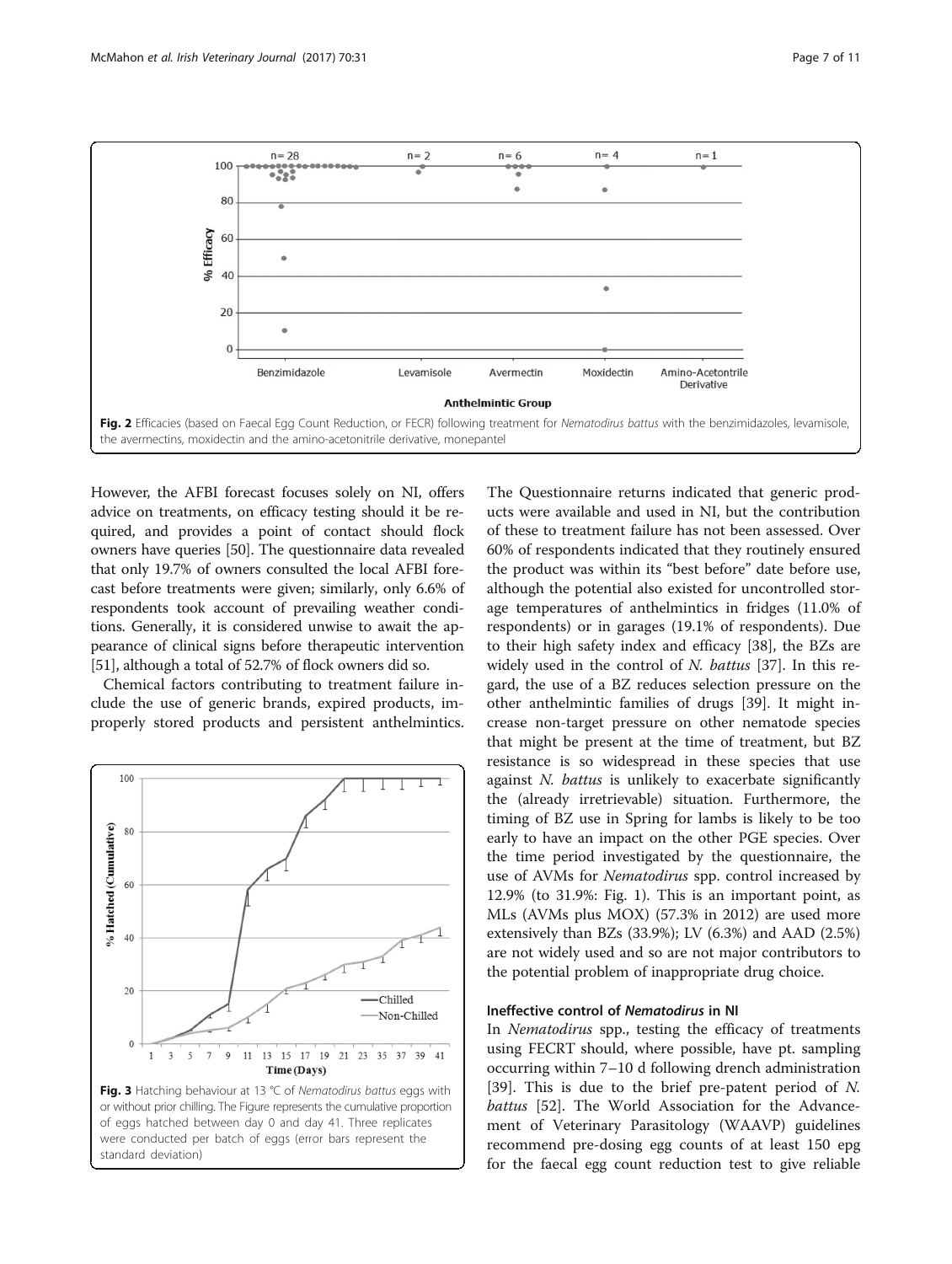Fig. 2 Efficacies (based on Faecal Egg Count Reduction, or FECR) following treatment for *Nematodirus battus* with the benzimidazoles, levamisole, the avermectins, moxidectin and the amino-acetonitrile derivative, monepantel

However, the AFBI forecast focuses solely on NI, offers advice on treatments, on efficacy testing should it be required, and provides a point of contact should flock owners have queries [50]. The questionnaire data revealed that only 19.7% of owners consulted the local AFBI forecast before treatments were given; similarly, only 6.6% of respondents took account of prevailing weather conditions. Generally, it is considered unwise to await the appearance of clinical signs before therapeutic intervention [51], although a total of 52.7% of flock owners did so.

Chemical factors contributing to treatment failure include the use of generic brands, expired products, improperly stored products and persistent anthelmintics.

Fig. 3 Hatching behaviour at 13 °C of *Nematodirus battus* eggs with or without prior chilling. The Figure represents the cumulative proportion of eggs hatched between day 0 and day 41. Three replicates were conducted per batch of eggs (error bars represent the standard deviation)

The Questionnaire returns indicated that generic products were available and used in NI, but the contribution of these to treatment failure has not been assessed. Over 60% of respondents indicated that they routinely ensured the product was within its "best before" date before use, although the potential also existed for uncontrolled storage temperatures of anthelmintics in fridges (11.0% of respondents) or in garages (19.1% of respondents). Due to their high safety index and efficacy [38], the BZs are widely used in the control of *N. battus* [37]. In this regard, the use of a BZ reduces selection pressure on the other anthelmintic families of drugs [39]. It might increase non-target pressure on other nematode species that might be present at the time of treatment, but BZ resistance is so widespread in these species that use against *N. battus* is unlikely to exacerbate significantly the (already irretrievable) situation. Furthermore, the timing of BZ use in Spring for lambs is likely to be too early to have an impact on the other PGE species. Over the time period investigated by the questionnaire, the use of AVMs for *Nematodirus* spp. control increased by 12.9% (to 31.9%: Fig. 1). This is an important point, as MLs (AVMs plus MOX) (57.3% in 2012) are used more extensively than BZs (33.9%); LV (6.3%) and AAD (2.5%) are not widely used and so are not major contributors to the potential problem of inappropriate drug choice.

### Ineffective control of *Nematodirus* in NI

In *Nematodirus* spp., testing the efficacy of treatments using FECRT should, where possible, have pt. sampling occurring within 7–10 d following drench administration [39]. This is due to the brief pre-patent period of *N. battus* [52]. The World Association for the Advancement of Veterinary Parasitology (WAAVP) guidelines recommend pre-dosing egg counts of at least 150 epg for the faecal egg count reduction test to give reliable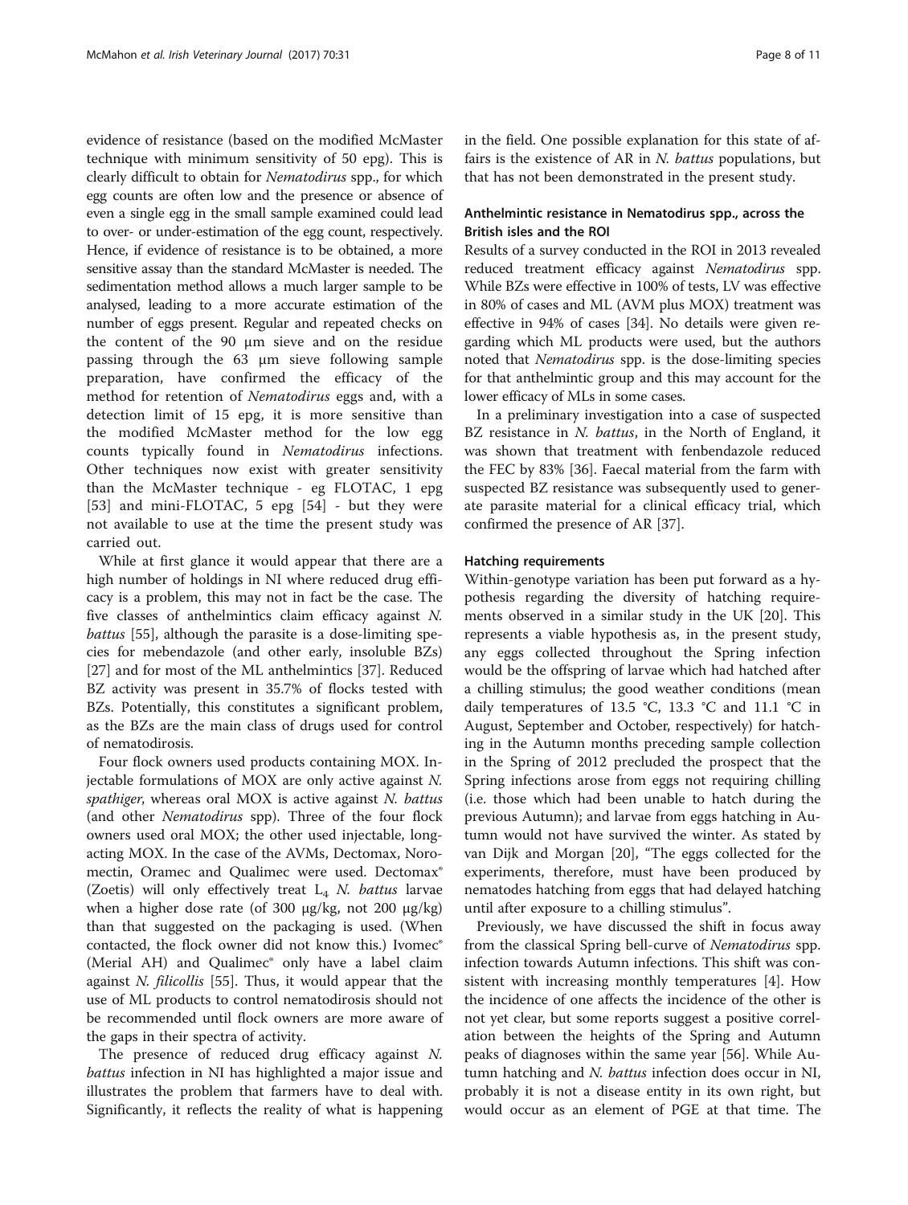evidence of resistance (based on the modified McMaster technique with minimum sensitivity of 50 epg). This is clearly difficult to obtain for *Nematodirus* spp., for which egg counts are often low and the presence or absence of even a single egg in the small sample examined could lead to over- or under-estimation of the egg count, respectively. Hence, if evidence of resistance is to be obtained, a more sensitive assay than the standard McMaster is needed. The sedimentation method allows a much larger sample to be analysed, leading to a more accurate estimation of the number of eggs present. Regular and repeated checks on the content of the 90 μm sieve and on the residue passing through the 63 μm sieve following sample preparation, have confirmed the efficacy of the method for retention of *Nematodirus* eggs and, with a detection limit of 15 epg, it is more sensitive than the modified McMaster method for the low egg counts typically found in *Nematodirus* infections. Other techniques now exist with greater sensitivity than the McMaster technique - eg FLOTAC, 1 epg [53] and mini-FLOTAC, 5 epg [54] - but they were not available to use at the time the present study was carried out.

While at first glance it would appear that there are a high number of holdings in NI where reduced drug efficacy is a problem, this may not in fact be the case. The five classes of anthelmintics claim efficacy against *N. battus* [55], although the parasite is a dose-limiting species for mebendazole (and other early, insoluble BZs) [27] and for most of the ML anthelmintics [37]. Reduced BZ activity was present in 35.7% of flocks tested with BZs. Potentially, this constitutes a significant problem, as the BZs are the main class of drugs used for control of nematodirosis.

Four flock owners used products containing MOX. Injectable formulations of MOX are only active against *N. spathiger*, whereas oral MOX is active against *N. battus* (and other *Nematodirus* spp). Three of the four flock owners used oral MOX; the other used injectable, long-acting MOX. In the case of the AVMs, Dectomax, Noromectin, Oramec and Qualimec were used. Dectomax® (Zoetis) will only effectively treat $L_4$ *N. battus* larvae when a higher dose rate (of 300 μg/kg, not 200 μg/kg) than that suggested on the packaging is used. (When contacted, the flock owner did not know this.) Ivomec® (Merial AH) and Qualimec® only have a label claim against *N. filicollis* [55]. Thus, it would appear that the use of ML products to control nematodirosis should not be recommended until flock owners are more aware of the gaps in their spectra of activity.

The presence of reduced drug efficacy against *N. battus* infection in NI has highlighted a major issue and illustrates the problem that farmers have to deal with. Significantly, it reflects the reality of what is happening in the field. One possible explanation for this state of affairs is the existence of AR in *N. battus* populations, but that has not been demonstrated in the present study.

### Anthelmintic resistance in Nematodirus spp., across the British isles and the ROI

Results of a survey conducted in the ROI in 2013 revealed reduced treatment efficacy against *Nematodirus* spp. While BZs were effective in 100% of tests, LV was effective in 80% of cases and ML (AVM plus MOX) treatment was effective in 94% of cases [34]. No details were given regarding which ML products were used, but the authors noted that *Nematodirus* spp. is the dose-limiting species for that anthelmintic group and this may account for the lower efficacy of MLs in some cases.

In a preliminary investigation into a case of suspected BZ resistance in *N. battus*, in the North of England, it was shown that treatment with fenbendazole reduced the FEC by 83% [36]. Faecal material from the farm with suspected BZ resistance was subsequently used to generate parasite material for a clinical efficacy trial, which confirmed the presence of AR [37].

### Hatching requirements

Within-genotype variation has been put forward as a hypothesis regarding the diversity of hatching requirements observed in a similar study in the UK [20]. This represents a viable hypothesis as, in the present study, any eggs collected throughout the Spring infection would be the offspring of larvae which had hatched after a chilling stimulus; the good weather conditions (mean daily temperatures of 13.5 °C, 13.3 °C and 11.1 °C in August, September and October, respectively) for hatching in the Autumn months preceding sample collection in the Spring of 2012 precluded the prospect that the Spring infections arose from eggs not requiring chilling (i.e. those which had been unable to hatch during the previous Autumn); and larvae from eggs hatching in Autumn would not have survived the winter. As stated by van Dijk and Morgan [20], "The eggs collected for the experiments, therefore, must have been produced by nematodes hatching from eggs that had delayed hatching until after exposure to a chilling stimulus".

Previously, we have discussed the shift in focus away from the classical Spring bell-curve of *Nematodirus* spp. infection towards Autumn infections. This shift was consistent with increasing monthly temperatures [4]. How the incidence of one affects the incidence of the other is not yet clear, but some reports suggest a positive correlation between the heights of the Spring and Autumn peaks of diagnoses within the same year [56]. While Autumn hatching and *N. battus* infection does occur in NI, probably it is not a disease entity in its own right, but would occur as an element of PGE at that time. The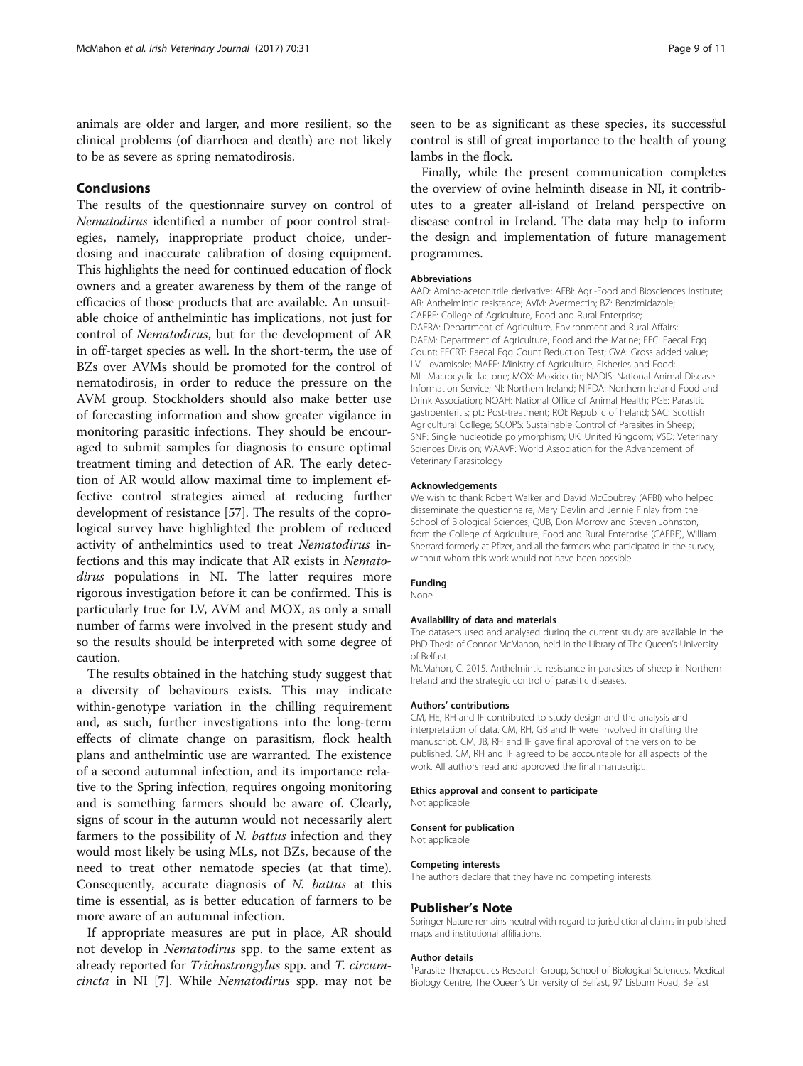animals are older and larger, and more resilient, so the clinical problems (of diarrhoea and death) are not likely to be as severe as spring nematodirosis.

## Conclusions

The results of the questionnaire survey on control of *Nematodirus* identified a number of poor control strategies, namely, inappropriate product choice, underdosing and inaccurate calibration of dosing equipment. This highlights the need for continued education of flock owners and a greater awareness by them of the range of efficacies of those products that are available. An unsuitable choice of anthelmintic has implications, not just for control of *Nematodirus*, but for the development of AR in off-target species as well. In the short-term, the use of BZs over AVMs should be promoted for the control of nematodirosis, in order to reduce the pressure on the AVM group. Stockholders should also make better use of forecasting information and show greater vigilance in monitoring parasitic infections. They should be encouraged to submit samples for diagnosis to ensure optimal treatment timing and detection of AR. The early detection of AR would allow maximal time to implement effective control strategies aimed at reducing further development of resistance [57]. The results of the coprological survey have highlighted the problem of reduced activity of anthelmintics used to treat *Nematodirus* infections and this may indicate that AR exists in *Nematodirus* populations in NI. The latter requires more rigorous investigation before it can be confirmed. This is particularly true for LV, AVM and MOX, as only a small number of farms were involved in the present study and so the results should be interpreted with some degree of caution.

The results obtained in the hatching study suggest that a diversity of behaviours exists. This may indicate within-genotype variation in the chilling requirement and, as such, further investigations into the long-term effects of climate change on parasitism, flock health plans and anthelmintic use are warranted. The existence of a second autumnal infection, and its importance relative to the Spring infection, requires ongoing monitoring and is something farmers should be aware of. Clearly, signs of scour in the autumn would not necessarily alert farmers to the possibility of *N. battus* infection and they would most likely be using MLs, not BZs, because of the need to treat other nematode species (at that time). Consequently, accurate diagnosis of *N. battus* at this time is essential, as is better education of farmers to be more aware of an autumnal infection.

If appropriate measures are put in place, AR should not develop in *Nematodirus* spp. to the same extent as already reported for *Trichostrongylus* spp. and *T. circumcincta* in NI [7]. While *Nematodirus* spp. may not be seen to be as significant as these species, its successful control is still of great importance to the health of young lambs in the flock.

Finally, while the present communication completes the overview of ovine helminth disease in NI, it contributes to a greater all-island of Ireland perspective on disease control in Ireland. The data may help to inform the design and implementation of future management programmes.

#### Abbreviations

AAD: Amino-acetonitrile derivative; AFBI: Agri-Food and Biosciences Institute; AR: Anthelmintic resistance; AVM: Avermectin; BZ: Benzimidazole; CAFRE: College of Agriculture, Food and Rural Enterprise; DAERA: Department of Agriculture, Environment and Rural Affairs; DAFM: Department of Agriculture, Food and the Marine; FEC: Faecal Egg Count; FECRT: Faecal Egg Count Reduction Test; GVA: Gross added value; LV: Levamisole; MAFF: Ministry of Agriculture, Fisheries and Food; ML: Macrocyclic lactone; MOX: Moxidectin; NADIS: National Animal Disease Information Service; NI: Northern Ireland; NIFDA: Northern Ireland Food and Drink Association; NOAH: National Office of Animal Health; PGE: Parasitic gastroenteritis; pt.: Post-treatment; ROI: Republic of Ireland; SAC: Scottish Agricultural College; SCOPS: Sustainable Control of Parasites in Sheep; SNP: Single nucleotide polymorphism; UK: United Kingdom; VSD: Veterinary Sciences Division; WAAVP: World Association for the Advancement of Veterinary Parasitology

#### Acknowledgements

We wish to thank Robert Walker and David McCoubrey (AFBI) who helped disseminate the questionnaire, Mary Devlin and Jennie Finlay from the School of Biological Sciences, QUB, Don Morrow and Steven Johnston, from the College of Agriculture, Food and Rural Enterprise (CAFRE), William Sherrard formerly at Pfizer, and all the farmers who participated in the survey, without whom this work would not have been possible.

#### Funding

None

#### Availability of data and materials

The datasets used and analysed during the current study are available in the PhD Thesis of Connor McMahon, held in the Library of The Queen's University of Belfast.

McMahon, C. 2015. Anthelmintic resistance in parasites of sheep in Northern Ireland and the strategic control of parasitic diseases.

#### Authors' contributions

CM, HE, RH and IF contributed to study design and the analysis and interpretation of data. CM, RH, GB and IF were involved in drafting the manuscript. CM, JB, RH and IF gave final approval of the version to be published. CM, RH and IF agreed to be accountable for all aspects of the work. All authors read and approved the final manuscript.

#### Ethics approval and consent to participate

Not applicable

#### Consent for publication

Not applicable

#### Competing interests

The authors declare that they have no competing interests.

## Publisher's Note

Springer Nature remains neutral with regard to jurisdictional claims in published maps and institutional affiliations.

#### Author details

[1]Parasite Therapeutics Research Group, School of Biological Sciences, Medical Biology Centre, The Queen's University of Belfast, 97 Lisburn Road, Belfast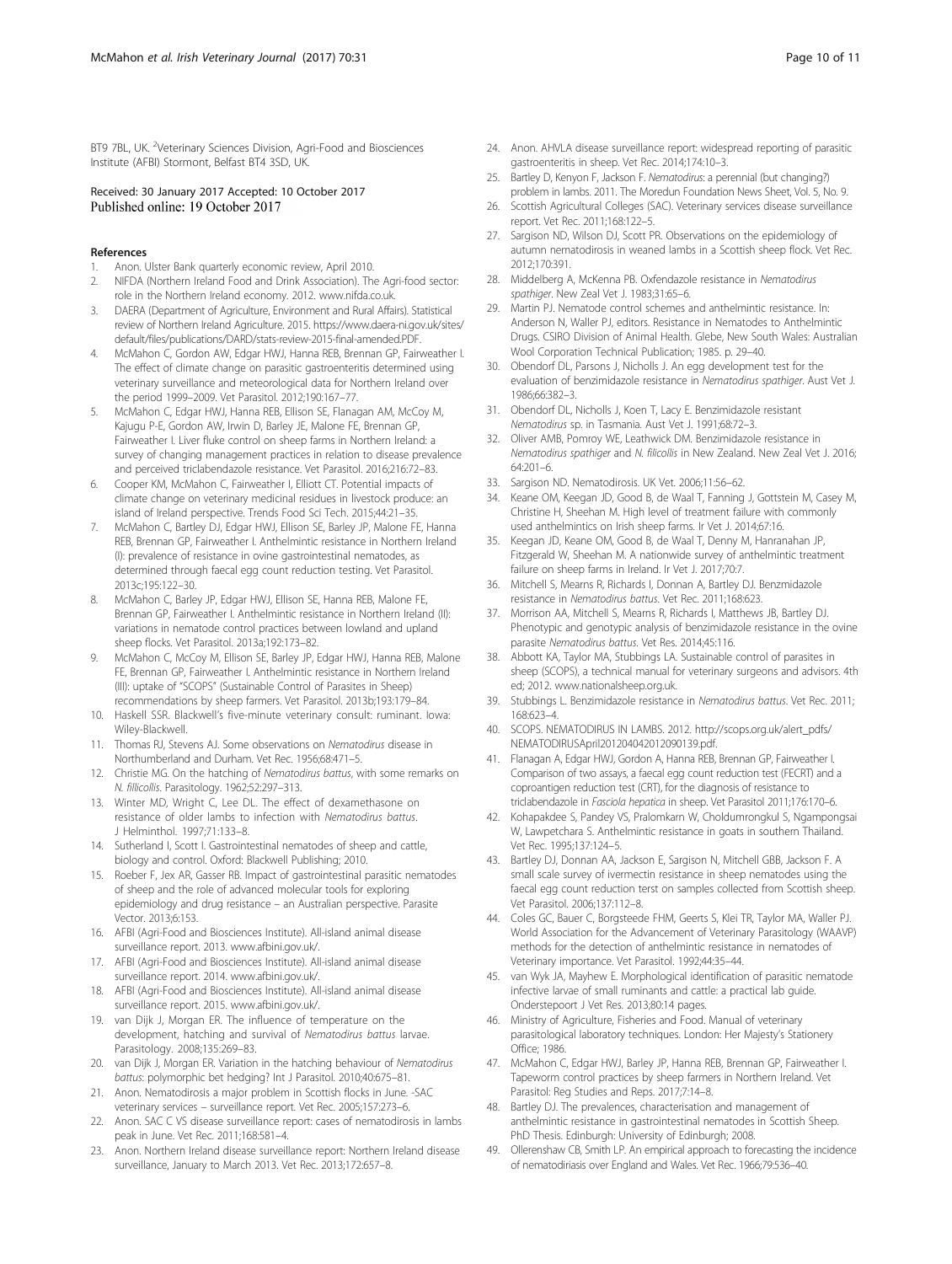BT9 7BL, UK. [2]Veterinary Sciences Division, Agri-Food and Biosciences Institute (AFBI) Stormont, Belfast BT4 3SD, UK.

Received: 30 January 2017 Accepted: 10 October 2017
Published online: 19 October 2017

## References

1. Anon. Ulster Bank quarterly economic review, April 2010.
2. NIFDA (Northern Ireland Food and Drink Association). The Agri-food sector: role in the Northern Ireland economy. 2012. www.nifda.co.uk.
3. DAERA (Department of Agriculture, Environment and Rural Affairs). Statistical review of Northern Ireland Agriculture. 2015. https://www.daera-ni.gov.uk/sites/default/files/publications/DARD/stats-review-2015-final-amended.PDF.
4. McMahon C, Gordon AW, Edgar HWJ, Hanna REB, Brennan GP, Fairweather I. The effect of climate change on parasitic gastroenteritis determined using veterinary surveillance and meteorological data for Northern Ireland over the period 1999–2009. Vet Parasitol. 2012;190:167–77.
5. McMahon C, Edgar HWJ, Hanna REB, Ellison SE, Flanagan AM, McCoy M, Kajugu P-E, Gordon AW, Irwin D, Barley JE, Malone FE, Brennan GP, Fairweather I. Liver fluke control on sheep farms in Northern Ireland: a survey of changing management practices in relation to disease prevalence and perceived triclabendazole resistance. Vet Parasitol. 2016;216:72–83.
6. Cooper KM, McMahon C, Fairweather I, Elliott CT. Potential impacts of climate change on veterinary medicinal residues in livestock produce: an island of Ireland perspective. Trends Food Sci Tech. 2015;44:21–35.
7. McMahon C, Bartley DJ, Edgar HWJ, Ellison SE, Barley JP, Malone FE, Hanna REB, Brennan GP, Fairweather I. Anthelmintic resistance in Northern Ireland (I): prevalence of resistance in ovine gastrointestinal nematodes, as determined through faecal egg count reduction testing. Vet Parasitol. 2013c;195:122–30.
8. McMahon C, Barley JP, Edgar HWJ, Ellison SE, Hanna REB, Malone FE, Brennan GP, Fairweather I. Anthelmintic resistance in Northern Ireland (II): variations in nematode control practices between lowland and upland sheep flocks. Vet Parasitol. 2013a;192:173–82.
9. McMahon C, McCoy M, Ellison SE, Barley JP, Edgar HWJ, Hanna REB, Malone FE, Brennan GP, Fairweather I. Anthelmintic resistance in Northern Ireland (III): uptake of "SCOPS" (Sustainable Control of Parasites in Sheep) recommendations by sheep farmers. Vet Parasitol. 2013b;193:179–84.
10. Haskell SSR. Blackwell's five-minute veterinary consult: ruminant. Iowa: Wiley-Blackwell.
11. Thomas RJ, Stevens AJ. Some observations on *Nematodirus* disease in Northumberland and Durham. Vet Rec. 1956;68:471–5.
12. Christie MG. On the hatching of *Nematodirus battus*, with some remarks on *N. fillicollis*. Parasitology. 1962;52:297–313.
13. Winter MD, Wright C, Lee DL. The effect of dexamethasone on resistance of older lambs to infection with *Nematodirus battus*. J Helminthol. 1997;71:133–8.
14. Sutherland I, Scott I. Gastrointestinal nematodes of sheep and cattle, biology and control. Oxford: Blackwell Publishing; 2010.
15. Roeber F, Jex AR, Gasser RB. Impact of gastrointestinal parasitic nematodes of sheep and the role of advanced molecular tools for exploring epidemiology and drug resistance – an Australian perspective. Parasite Vector. 2013;6:153.
16. AFBI (Agri-Food and Biosciences Institute). All-island animal disease surveillance report. 2013. www.afbini.gov.uk/.
17. AFBI (Agri-Food and Biosciences Institute). All-island animal disease surveillance report. 2014. www.afbini.gov.uk/.
18. AFBI (Agri-Food and Biosciences Institute). All-island animal disease surveillance report. 2015. www.afbini.gov.uk/.
19. van Dijk J, Morgan ER. The influence of temperature on the development, hatching and survival of *Nematodirus battus* larvae. Parasitology. 2008;135:269–83.
20. van Dijk J, Morgan ER. Variation in the hatching behaviour of *Nematodirus battus*: polymorphic bet hedging? Int J Parasitol. 2010;40:675–81.
21. Anon. Nematodirosis a major problem in Scottish flocks in June. -SAC veterinary services – surveillance report. Vet Rec. 2005;157:273–6.
22. Anon. SAC C VS disease surveillance report: cases of nematodirosis in lambs peak in June. Vet Rec. 2011;168:581–4.
23. Anon. Northern Ireland disease surveillance report: Northern Ireland disease surveillance, January to March 2013. Vet Rec. 2013;172:657–8.
24. Anon. AHVLA disease surveillance report: widespread reporting of parasitic gastroenteritis in sheep. Vet Rec. 2014;174:10–3.
25. Bartley D, Kenyon F, Jackson F. *Nematodirus*: a perennial (but changing?) problem in lambs. 2011. The Moredun Foundation News Sheet, Vol. 5, No. 9.
26. Scottish Agricultural Colleges (SAC). Veterinary services disease surveillance report. Vet Rec. 2011;168:122–5.
27. Sargison ND, Wilson DJ, Scott PR. Observations on the epidemiology of autumn nematodirosis in weaned lambs in a Scottish sheep flock. Vet Rec. 2012;170:391.
28. Middelberg A, McKenna PB. Oxfendazole resistance in *Nematodirus spathiger*. New Zeal Vet J. 1983;31:65–6.
29. Martin PJ. Nematode control schemes and anthelmintic resistance. In: Anderson N, Waller PJ, editors. Resistance in Nematodes to Anthelmintic Drugs. CSIRO Division of Animal Health. Glebe, New South Wales: Australian Wool Corporation Technical Publication; 1985. p. 29–40.
30. Obendorf DL, Parsons J, Nicholls J. An egg development test for the evaluation of benzimidazole resistance in *Nematodirus spathiger*. Aust Vet J. 1986;66:382–3.
31. Obendorf DL, Nicholls J, Koen T, Lacy E. Benzimidazole resistant *Nematodirus* sp. in Tasmania. Aust Vet J. 1991;68:72–3.
32. Oliver AMB, Pomroy WE, Leathwick DM. Benzimidazole resistance in *Nematodirus spathiger* and *N. filicollis* in New Zealand. New Zeal Vet J. 2016; 64:201–6.
33. Sargison ND. Nematodirosis. UK Vet. 2006;11:56–62.
34. Keane OM, Keegan JD, Good B, de Waal T, Fanning J, Gottstein M, Casey M, Christine H, Sheehan M. High level of treatment failure with commonly used anthelmintics on Irish sheep farms. Ir Vet J. 2014;67:16.
35. Keegan JD, Keane OM, Good B, de Waal T, Denny M, Hanranahan JP, Fitzgerald W, Sheehan M. A nationwide survey of anthelmintic treatment failure on sheep farms in Ireland. Ir Vet J. 2017;70:7.
36. Mitchell S, Mearns R, Richards I, Donnan A, Bartley DJ. Benzmidazole resistance in *Nematodirus battus*. Vet Rec. 2011;168:623.
37. Morrison AA, Mitchell S, Mearns R, Richards I, Matthews JB, Bartley DJ. Phenotypic and genotypic analysis of benzimidazole resistance in the ovine parasite *Nematodirus battus*. Vet Res. 2014;45:116.
38. Abbott KA, Taylor MA, Stubbings LA. Sustainable control of parasites in sheep (SCOPS), a technical manual for veterinary surgeons and advisors. 4th ed; 2012. www.nationalsheep.org.uk.
39. Stubbings L. Benzimidazole resistance in *Nematodirus battus*. Vet Rec. 2011; 168:623–4.
40. SCOPS. NEMATODIRUS IN LAMBS. 2012. http://scops.org.uk/alert_pdfs/NEMATODIRUSApril201204042012090139.pdf.
41. Flanagan A, Edgar HWJ, Gordon A, Hanna REB, Brennan GP, Fairweather I. Comparison of two assays, a faecal egg count reduction test (FECRT) and a coproantigen reduction test (CRT), for the diagnosis of resistance to triclabendazole in *Fasciola hepatica* in sheep. Vet Parasitol 2011;176:170–6.
42. Kohapakdee S, Pandey VS, Pralomkarn W, Choldumrongkul S, Ngampongsai W, Lawpetchara S. Anthelmintic resistance in goats in southern Thailand. Vet Rec. 1995;137:124–5.
43. Bartley DJ, Donnan AA, Jackson E, Sargison N, Mitchell GBB, Jackson F. A small scale survey of ivermectin resistance in sheep nematodes using the faecal egg count reduction terst on samples collected from Scottish sheep. Vet Parasitol. 2006;137:112–8.
44. Coles GC, Bauer C, Borgsteede FHM, Geerts S, Klei TR, Taylor MA, Waller PJ. World Association for the Advancement of Veterinary Parasitology (WAAVP) methods for the detection of anthelmintic resistance in nematodes of Veterinary importance. Vet Parasitol. 1992;44:35–44.
45. van Wyk JA, Mayhew E. Morphological identification of parasitic nematode infective larvae of small ruminants and cattle: a practical lab guide. Onderstepoort J Vet Res. 2013;80:14 pages.
46. Ministry of Agriculture, Fisheries and Food. Manual of veterinary parasitological laboratory techniques. London: Her Majesty's Stationery Office; 1986.
47. McMahon C, Edgar HWJ, Barley JP, Hanna REB, Brennan GP, Fairweather I. Tapeworm control practices by sheep farmers in Northern Ireland. Vet Parasitol: Reg Studies and Reps. 2017;7:14–8.
48. Bartley DJ. The prevalences, characterisation and management of anthelmintic resistance in gastrointestinal nematodes in Scottish Sheep. PhD Thesis. Edinburgh: University of Edinburgh; 2008.
49. Ollerenshaw CB, Smith LP. An empirical approach to forecasting the incidence of nematodiriasis over England and Wales. Vet Rec. 1966;79:536–40.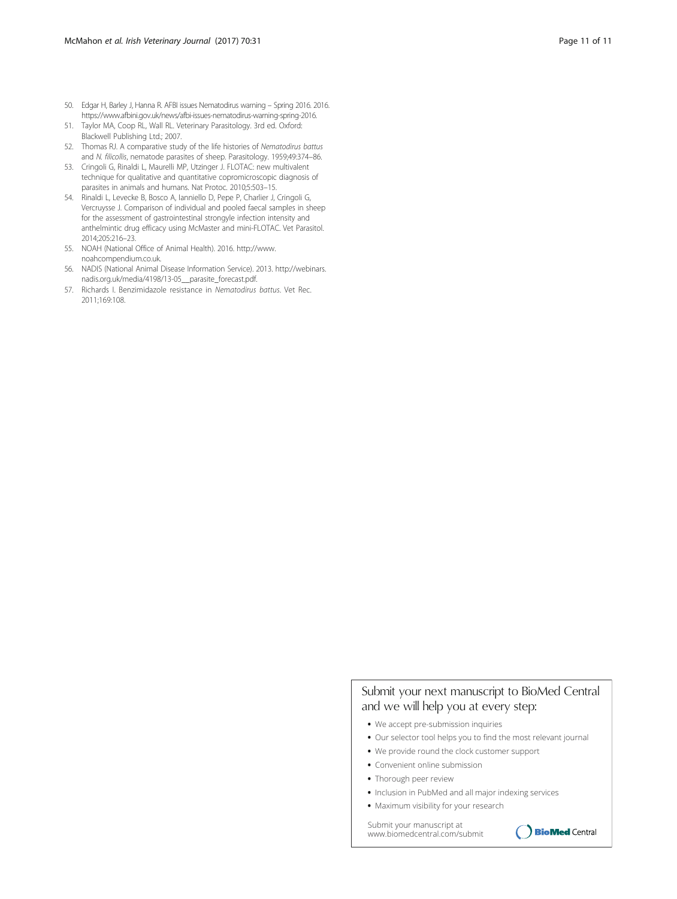50. Edgar H, Barley J, Hanna R. AFBI issues Nematodirus warning – Spring 2016. 2016. https://www.afbini.gov.uk/news/afbi-issues-nematodirus-warning-spring-2016.
51. Taylor MA, Coop RL, Wall RL. Veterinary Parasitology. 3rd ed. Oxford: Blackwell Publishing Ltd.; 2007.
52. Thomas RJ. A comparative study of the life histories of *Nematodirus battus* and *N. filicollis*, nematode parasites of sheep. Parasitology. 1959;49:374–86.
53. Cringoli G, Rinaldi L, Maurelli MP, Utzinger J. FLOTAC: new multivalent technique for qualitative and quantitative copromicroscopic diagnosis of parasites in animals and humans. Nat Protoc. 2010;5:503–15.
54. Rinaldi L, Levecke B, Bosco A, Ianniello D, Pepe P, Charlier J, Cringoli G, Vercruysse J. Comparison of individual and pooled faecal samples in sheep for the assessment of gastrointestinal strongyle infection intensity and anthelmintic drug efficacy using McMaster and mini-FLOTAC. Vet Parasitol. 2014;205:216–23.
55. NOAH (National Office of Animal Health). 2016. http://www.noahcompendium.co.uk.
56. NADIS (National Animal Disease Information Service). 2013. http://webinars.nadis.org.uk/media/4198/13-05__parasite_forecast.pdf.
57. Richards I. Benzimidazole resistance in *Nematodirus battus*. Vet Rec. 2011;169:108.

Submit your next manuscript to BioMed Central and we will help you at every step:

- We accept pre-submission inquiries
- Our selector tool helps you to find the most relevant journal
- We provide round the clock customer support
- Convenient online submission
- Thorough peer review
- Inclusion in PubMed and all major indexing services
- Maximum visibility for your research

Submit your manuscript at www.biomedcentral.com/submit

BioMed Central